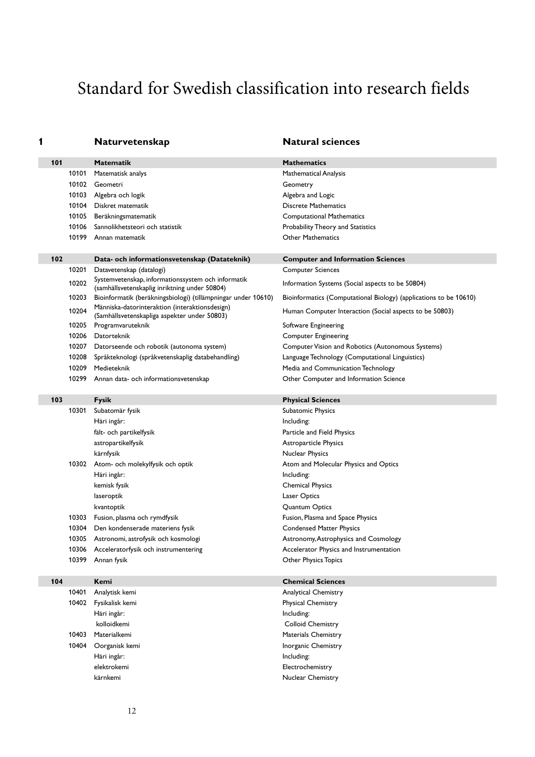# Standard for Swedish classification into research fields

| | | Svenska | English |
|---|---|---|---|
| **1** | | **Naturvetenskap** | **Natural sciences** |
| **101** | | **Matematik** | **Mathematics** |
| | 10101 | Matematisk analys | Mathematical Analysis |
| | 10102 | Geometri | Geometry |
| | 10103 | Algebra och logik | Algebra and Logic |
| | 10104 | Diskret matematik | Discrete Mathematics |
| | 10105 | Beräkningsmatematik | Computational Mathematics |
| | 10106 | Sannolikhetsteori och statistik | Probability Theory and Statistics |
| | 10199 | Annan matematik | Other Mathematics |
| **102** | | **Data- och informationsvetenskap (Datateknik)** | **Computer and Information Sciences** |
| | 10201 | Datavetenskap (datalogi) | Computer Sciences |
| | 10202 | Systemvetenskap, informationssystem och informatik (samhällsvetenskaplig inriktning under 50804) | Information Systems (Social aspects to be 50804) |
| | 10203 | Bioinformatik (beräkningsbiologi) (tillämpningar under 10610) | Bioinformatics (Computational Biology) (applications to be 10610) |
| | 10204 | Människa-datorinteraktion (interaktionsdesign) (Samhällsvetenskapliga aspekter under 50803) | Human Computer Interaction (Social aspects to be 50803) |
| | 10205 | Programvaruteknik | Software Engineering |
| | 10206 | Datorteknik | Computer Engineering |
| | 10207 | Datorseende och robotik (autonoma system) | Computer Vision and Robotics (Autonomous Systems) |
| | 10208 | Språkteknologi (språkvetenskaplig databehandling) | Language Technology (Computational Linguistics) |
| | 10209 | Medieteknik | Media and Communication Technology |
| | 10299 | Annan data- och informationsvetenskap | Other Computer and Information Science |
| **103** | | **Fysik** | **Physical Sciences** |
| | 10301 | Subatomär fysik | Subatomic Physics |
| | | Häri ingår: | Including: |
| | | fält- och partikelfysik | Particle and Field Physics |
| | | astropartikelfysik | Astroparticle Physics |
| | | kärnfysik | Nuclear Physics |
| | 10302 | Atom- och molekylfysik och optik | Atom and Molecular Physics and Optics |
| | | Häri ingår: | Including: |
| | | kemisk fysik | Chemical Physics |
| | | laseroptik | Laser Optics |
| | | kvantoptik | Quantum Optics |
| | 10303 | Fusion, plasma och rymdfysik | Fusion, Plasma and Space Physics |
| | 10304 | Den kondenserade materiens fysik | Condensed Matter Physics |
| | 10305 | Astronomi, astrofysik och kosmologi | Astronomy, Astrophysics and Cosmology |
| | 10306 | Acceleratorfysik och instrumentering | Accelerator Physics and Instrumentation |
| | 10399 | Annan fysik | Other Physics Topics |
| **104** | | **Kemi** | **Chemical Sciences** |
| | 10401 | Analytisk kemi | Analytical Chemistry |
| | 10402 | Fysikalisk kemi | Physical Chemistry |
| | | Häri ingår: | Including: |
| | | kolloidkemi | Colloid Chemistry |
| | 10403 | Materialkemi | Materials Chemistry |
| | 10404 | Oorganisk kemi | Inorganic Chemistry |
| | | Häri ingår: | Including: |
| | | elektrokemi | Electrochemistry |
| | | kärnkemi | Nuclear Chemistry |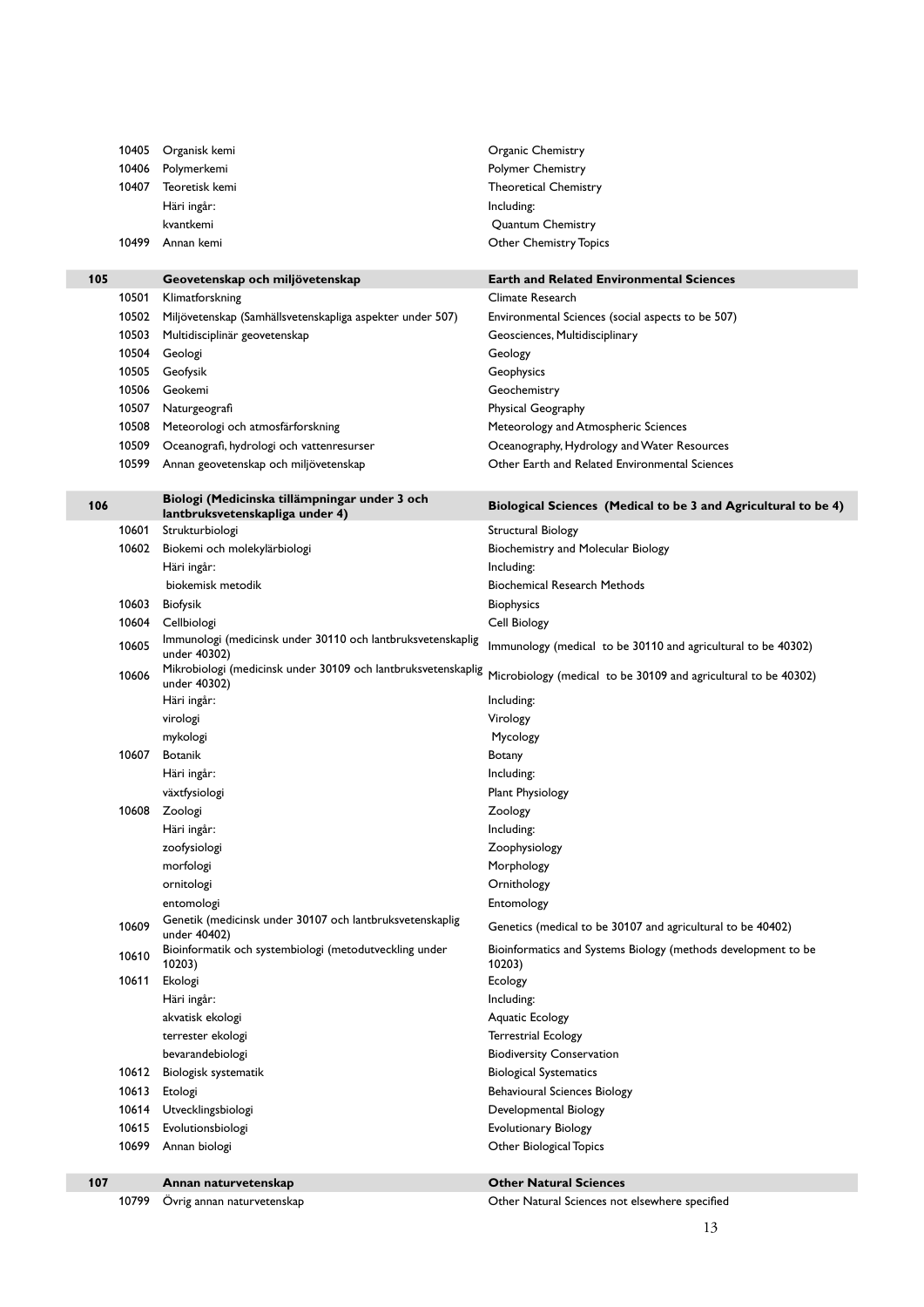| Kod | Svenska | English |
|---|---|---|
| 10405 | Organisk kemi | Organic Chemistry |
| 10406 | Polymerkemi | Polymer Chemistry |
| 10407 | Teoretisk kemi | Theoretical Chemistry |
| | Häri ingår: | Including: |
| | kvantkemi | Quantum Chemistry |
| 10499 | Annan kemi | Other Chemistry Topics |
| **105** | **Geovetenskap och miljövetenskap** | **Earth and Related Environmental Sciences** |
| 10501 | Klimatforskning | Climate Research |
| 10502 | Miljövetenskap (Samhällsvetenskapliga aspekter under 507) | Environmental Sciences (social aspects to be 507) |
| 10503 | Multidisciplinär geovetenskap | Geosciences, Multidisciplinary |
| 10504 | Geologi | Geology |
| 10505 | Geofysik | Geophysics |
| 10506 | Geokemi | Geochemistry |
| 10507 | Naturgeografi | Physical Geography |
| 10508 | Meteorologi och atmosfärforskning | Meteorology and Atmospheric Sciences |
| 10509 | Oceanografi, hydrologi och vattenresurser | Oceanography, Hydrology and Water Resources |
| 10599 | Annan geovetenskap och miljövetenskap | Other Earth and Related Environmental Sciences |
| **106** | **Biologi (Medicinska tillämpningar under 3 och lantbruksvetenskapliga under 4)** | **Biological Sciences (Medical to be 3 and Agricultural to be 4)** |
| 10601 | Strukturbiologi | Structural Biology |
| 10602 | Biokemi och molekylärbiologi | Biochemistry and Molecular Biology |
| | Häri ingår: | Including: |
| | biokemisk metodik | Biochemical Research Methods |
| 10603 | Biofysik | Biophysics |
| 10604 | Cellbiologi | Cell Biology |
| 10605 | Immunologi (medicinsk under 30110 och lantbruksvetenskaplig under 40302) | Immunology (medical to be 30110 and agricultural to be 40302) |
| 10606 | Mikrobiologi (medicinsk under 30109 och lantbruksvetenskaplig under 40302) | Microbiology (medical to be 30109 and agricultural to be 40302) |
| | Häri ingår: | Including: |
| | virologi | Virology |
| | mykologi | Mycology |
| 10607 | Botanik | Botany |
| | Häri ingår: | Including: |
| | växtfysiologi | Plant Physiology |
| 10608 | Zoologi | Zoology |
| | Häri ingår: | Including: |
| | zoofysiologi | Zoophysiology |
| | morfologi | Morphology |
| | ornitologi | Ornithology |
| | entomologi | Entomology |
| 10609 | Genetik (medicinsk under 30107 och lantbruksvetenskaplig under 40402) | Genetics (medical to be 30107 and agricultural to be 40402) |
| 10610 | Bioinformatik och systembiologi (metodutveckling under 10203) | Bioinformatics and Systems Biology (methods development to be 10203) |
| 10611 | Ekologi | Ecology |
| | Häri ingår: | Including: |
| | akvatisk ekologi | Aquatic Ecology |
| | terrester ekologi | Terrestrial Ecology |
| | bevarandebiologi | Biodiversity Conservation |
| 10612 | Biologisk systematik | Biological Systematics |
| 10613 | Etologi | Behavioural Sciences Biology |
| 10614 | Utvecklingsbiologi | Developmental Biology |
| 10615 | Evolutionsbiologi | Evolutionary Biology |
| 10699 | Annan biologi | Other Biological Topics |
| **107** | **Annan naturvetenskap** | **Other Natural Sciences** |
| 10799 | Övrig annan naturvetenskap | Other Natural Sciences not elsewhere specified |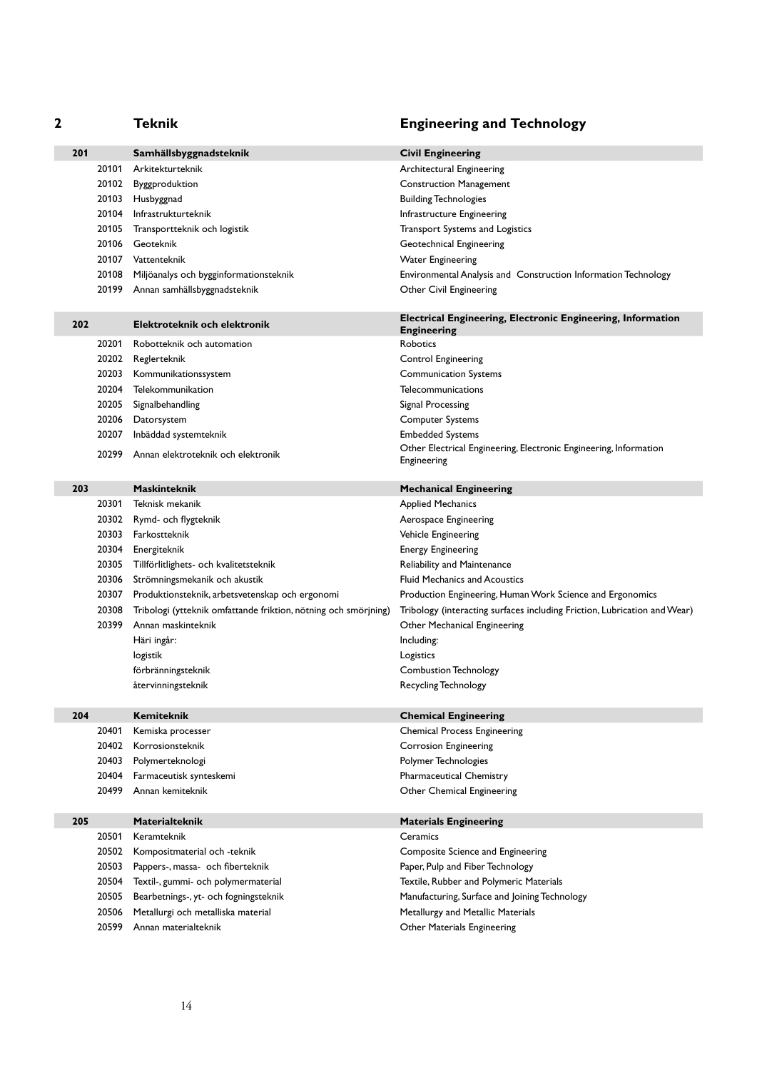## 2 Teknik — Engineering and Technology

| Kod | Teknik | Engineering and Technology |
|---|---|---|
| **201** | **Samhällsbyggnadsteknik** | **Civil Engineering** |
| 20101 | Arkitekturteknik | Architectural Engineering |
| 20102 | Byggproduktion | Construction Management |
| 20103 | Husbyggnad | Building Technologies |
| 20104 | Infrastrukturteknik | Infrastructure Engineering |
| 20105 | Transportteknik och logistik | Transport Systems and Logistics |
| 20106 | Geoteknik | Geotechnical Engineering |
| 20107 | Vattenteknik | Water Engineering |
| 20108 | Miljöanalys och bygginformationsteknik | Environmental Analysis and Construction Information Technology |
| 20199 | Annan samhällsbyggnadsteknik | Other Civil Engineering |
| **202** | **Elektroteknik och elektronik** | **Electrical Engineering, Electronic Engineering, Information Engineering** |
| 20201 | Robotteknik och automation | Robotics |
| 20202 | Reglerteknik | Control Engineering |
| 20203 | Kommunikationssystem | Communication Systems |
| 20204 | Telekommunikation | Telecommunications |
| 20205 | Signalbehandling | Signal Processing |
| 20206 | Datorsystem | Computer Systems |
| 20207 | Inbäddad systemteknik | Embedded Systems |
| 20299 | Annan elektroteknik och elektronik | Other Electrical Engineering, Electronic Engineering, Information Engineering |
| **203** | **Maskinteknik** | **Mechanical Engineering** |
| 20301 | Teknisk mekanik | Applied Mechanics |
| 20302 | Rymd- och flygteknik | Aerospace Engineering |
| 20303 | Farkostteknik | Vehicle Engineering |
| 20304 | Energiteknik | Energy Engineering |
| 20305 | Tillförlitlighets- och kvalitetsteknik | Reliability and Maintenance |
| 20306 | Strömningsmekanik och akustik | Fluid Mechanics and Acoustics |
| 20307 | Produktionsteknik, arbetsvetenskap och ergonomi | Production Engineering, Human Work Science and Ergonomics |
| 20308 | Tribologi (ytteknik omfattande friktion, nötning och smörjning) | Tribology (interacting surfaces including Friction, Lubrication and Wear) |
| 20399 | Annan maskinteknik | Other Mechanical Engineering |
| | Häri ingår: | Including: |
| | logistik | Logistics |
| | förbränningsteknik | Combustion Technology |
| | återvinningsteknik | Recycling Technology |
| **204** | **Kemiteknik** | **Chemical Engineering** |
| 20401 | Kemiska processer | Chemical Process Engineering |
| 20402 | Korrosionsteknik | Corrosion Engineering |
| 20403 | Polymerteknologi | Polymer Technologies |
| 20404 | Farmaceutisk synteskemi | Pharmaceutical Chemistry |
| 20499 | Annan kemiteknik | Other Chemical Engineering |
| **205** | **Materialteknik** | **Materials Engineering** |
| 20501 | Keramteknik | Ceramics |
| 20502 | Kompositmaterial och -teknik | Composite Science and Engineering |
| 20503 | Pappers-, massa- och fiberteknik | Paper, Pulp and Fiber Technology |
| 20504 | Textil-, gummi- och polymermaterial | Textile, Rubber and Polymeric Materials |
| 20505 | Bearbetnings-, yt- och fogningsteknik | Manufacturing, Surface and Joining Technology |
| 20506 | Metallurgi och metalliska material | Metallurgy and Metallic Materials |
| 20599 | Annan materialteknik | Other Materials Engineering |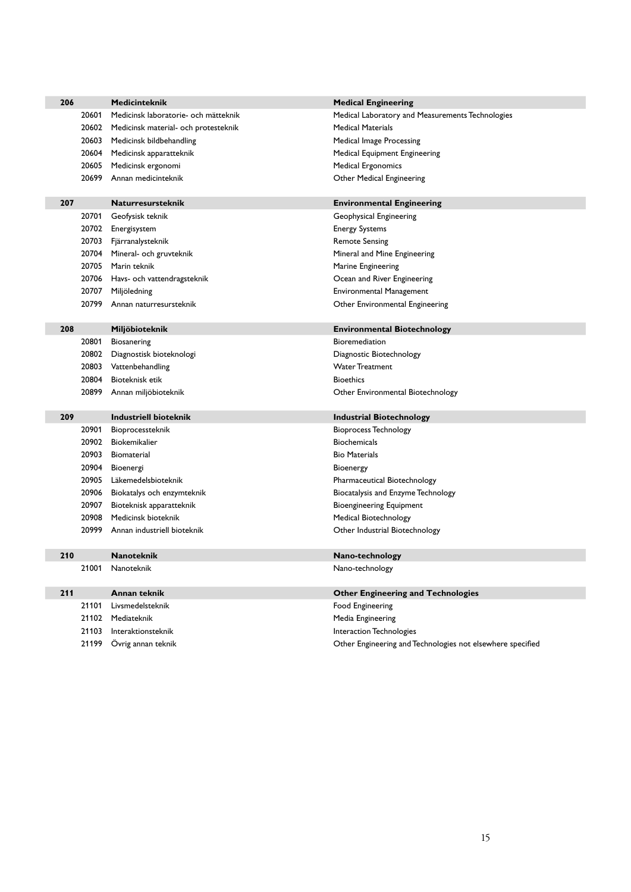| | | | |
|---|---|---|---|
| **206** | | **Medicinteknik** | **Medical Engineering** |
| | 20601 | Medicinsk laboratorie- och mätteknik | Medical Laboratory and Measurements Technologies |
| | 20602 | Medicinsk material- och protesteknik | Medical Materials |
| | 20603 | Medicinsk bildbehandling | Medical Image Processing |
| | 20604 | Medicinsk apparatteknik | Medical Equipment Engineering |
| | 20605 | Medicinsk ergonomi | Medical Ergonomics |
| | 20699 | Annan medicinteknik | Other Medical Engineering |
| **207** | | **Naturresursteknik** | **Environmental Engineering** |
| | 20701 | Geofysisk teknik | Geophysical Engineering |
| | 20702 | Energisystem | Energy Systems |
| | 20703 | Fjärranalysteknik | Remote Sensing |
| | 20704 | Mineral- och gruvteknik | Mineral and Mine Engineering |
| | 20705 | Marin teknik | Marine Engineering |
| | 20706 | Havs- och vattendragsteknik | Ocean and River Engineering |
| | 20707 | Miljöledning | Environmental Management |
| | 20799 | Annan naturresursteknik | Other Environmental Engineering |
| **208** | | **Miljöbioteknik** | **Environmental Biotechnology** |
| | 20801 | Biosanering | Bioremediation |
| | 20802 | Diagnostisk bioteknologi | Diagnostic Biotechnology |
| | 20803 | Vattenbehandling | Water Treatment |
| | 20804 | Bioteknisk etik | Bioethics |
| | 20899 | Annan miljöbioteknik | Other Environmental Biotechnology |
| **209** | | **Industriell bioteknik** | **Industrial Biotechnology** |
| | 20901 | Bioprocessteknik | Bioprocess Technology |
| | 20902 | Biokemikalier | Biochemicals |
| | 20903 | Biomaterial | Bio Materials |
| | 20904 | Bioenergi | Bioenergy |
| | 20905 | Läkemedelsbioteknik | Pharmaceutical Biotechnology |
| | 20906 | Biokatalys och enzymteknik | Biocatalysis and Enzyme Technology |
| | 20907 | Bioteknisk apparatteknik | Bioengineering Equipment |
| | 20908 | Medicinsk bioteknik | Medical Biotechnology |
| | 20999 | Annan industriell bioteknik | Other Industrial Biotechnology |
| **210** | | **Nanoteknik** | **Nano-technology** |
| | 21001 | Nanoteknik | Nano-technology |
| **211** | | **Annan teknik** | **Other Engineering and Technologies** |
| | 21101 | Livsmedelsteknik | Food Engineering |
| | 21102 | Mediateknik | Media Engineering |
| | 21103 | Interaktionsteknik | Interaction Technologies |
| | 21199 | Övrig annan teknik | Other Engineering and Technologies not elsewhere specified |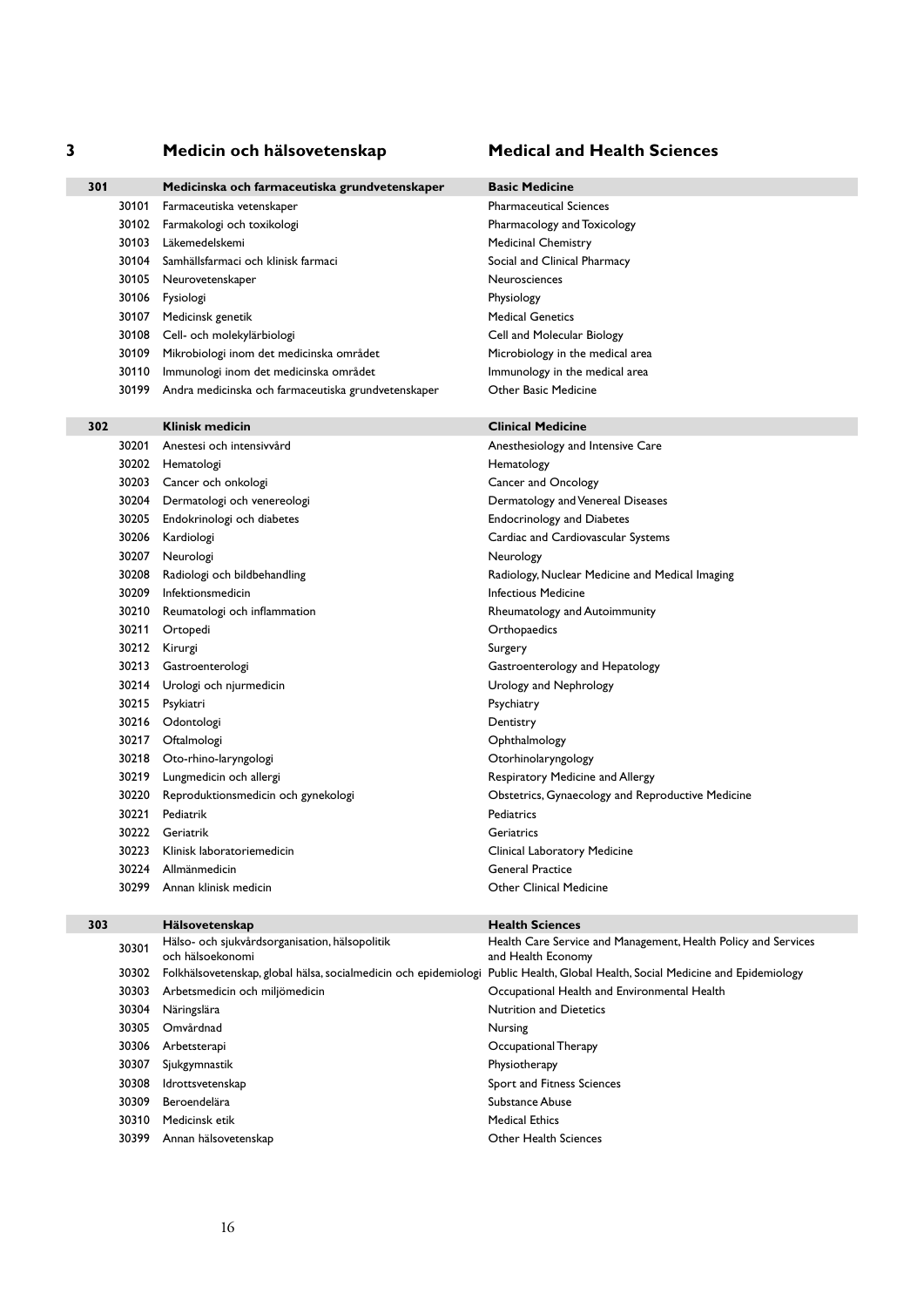## 3 Medicin och hälsovetenskap — Medical and Health Sciences

| Kod | | Svenska | English |
|---|---|---|---|
| **301** | | **Medicinska och farmaceutiska grundvetenskaper** | **Basic Medicine** |
| | 30101 | Farmaceutiska vetenskaper | Pharmaceutical Sciences |
| | 30102 | Farmakologi och toxikologi | Pharmacology and Toxicology |
| | 30103 | Läkemedelskemi | Medicinal Chemistry |
| | 30104 | Samhällsfarmaci och klinisk farmaci | Social and Clinical Pharmacy |
| | 30105 | Neurovetenskaper | Neurosciences |
| | 30106 | Fysiologi | Physiology |
| | 30107 | Medicinsk genetik | Medical Genetics |
| | 30108 | Cell- och molekylärbiologi | Cell and Molecular Biology |
| | 30109 | Mikrobiologi inom det medicinska området | Microbiology in the medical area |
| | 30110 | Immunologi inom det medicinska området | Immunology in the medical area |
| | 30199 | Andra medicinska och farmaceutiska grundvetenskaper | Other Basic Medicine |
| **302** | | **Klinisk medicin** | **Clinical Medicine** |
| | 30201 | Anestesi och intensivvård | Anesthesiology and Intensive Care |
| | 30202 | Hematologi | Hematology |
| | 30203 | Cancer och onkologi | Cancer and Oncology |
| | 30204 | Dermatologi och venereologi | Dermatology and Venereal Diseases |
| | 30205 | Endokrinologi och diabetes | Endocrinology and Diabetes |
| | 30206 | Kardiologi | Cardiac and Cardiovascular Systems |
| | 30207 | Neurologi | Neurology |
| | 30208 | Radiologi och bildbehandling | Radiology, Nuclear Medicine and Medical Imaging |
| | 30209 | Infektionsmedicin | Infectious Medicine |
| | 30210 | Reumatologi och inflammation | Rheumatology and Autoimmunity |
| | 30211 | Ortopedi | Orthopaedics |
| | 30212 | Kirurgi | Surgery |
| | 30213 | Gastroenterologi | Gastroenterology and Hepatology |
| | 30214 | Urologi och njurmedicin | Urology and Nephrology |
| | 30215 | Psykiatri | Psychiatry |
| | 30216 | Odontologi | Dentistry |
| | 30217 | Oftalmologi | Ophthalmology |
| | 30218 | Oto-rhino-laryngologi | Otorhinolaryngology |
| | 30219 | Lungmedicin och allergi | Respiratory Medicine and Allergy |
| | 30220 | Reproduktionsmedicin och gynekologi | Obstetrics, Gynaecology and Reproductive Medicine |
| | 30221 | Pediatrik | Pediatrics |
| | 30222 | Geriatrik | Geriatrics |
| | 30223 | Klinisk laboratoriemedicin | Clinical Laboratory Medicine |
| | 30224 | Allmänmedicin | General Practice |
| | 30299 | Annan klinisk medicin | Other Clinical Medicine |
| **303** | | **Hälsovetenskap** | **Health Sciences** |
| | 30301 | Hälso- och sjukvårdsorganisation, hälsopolitik och hälsoekonomi | Health Care Service and Management, Health Policy and Services and Health Economy |
| | 30302 | Folkhälsovetenskap, global hälsa, socialmedicin och epidemiologi | Public Health, Global Health, Social Medicine and Epidemiology |
| | 30303 | Arbetsmedicin och miljömedicin | Occupational Health and Environmental Health |
| | 30304 | Näringslära | Nutrition and Dietetics |
| | 30305 | Omvårdnad | Nursing |
| | 30306 | Arbetsterapi | Occupational Therapy |
| | 30307 | Sjukgymnastik | Physiotherapy |
| | 30308 | Idrottsvetenskap | Sport and Fitness Sciences |
| | 30309 | Beroendelära | Substance Abuse |
| | 30310 | Medicinsk etik | Medical Ethics |
| | 30399 | Annan hälsovetenskap | Other Health Sciences |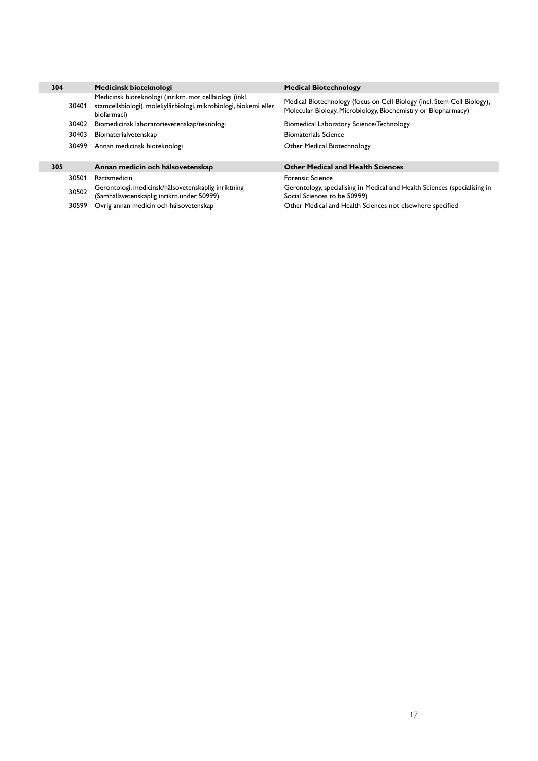| | | | |
|---|---|---|---|
| **304** | | **Medicinsk bioteknologi** | **Medical Biotechnology** |
| | 30401 | Medicinsk bioteknologi (inriktn. mot cellbiologi (inkl. stamcellsbiologi), molekylärbiologi, mikrobiologi, biokemi eller biofarmaci) | Medical Biotechnology (focus on Cell Biology (incl. Stem Cell Biology), Molecular Biology, Microbiology, Biochemistry or Biopharmacy) |
| | 30402 | Biomedicinsk laboratorievetenskap/teknologi | Biomedical Laboratory Science/Technology |
| | 30403 | Biomaterialvetenskap | Biomaterials Science |
| | 30499 | Annan medicinsk bioteknologi | Other Medical Biotechnology |
| **305** | | **Annan medicin och hälsovetenskap** | **Other Medical and Health Sciences** |
| | 30501 | Rättsmedicin | Forensic Science |
| | 30502 | Gerontologi, medicinsk/hälsovetenskaplig inriktning (Samhällsvetenskaplig inriktn.under 50999) | Gerontology, specialising in Medical and Health Sciences (specialising in Social Sciences to be 50999) |
| | 30599 | Övrig annan medicin och hälsovetenskap | Other Medical and Health Sciences not elsewhere specified |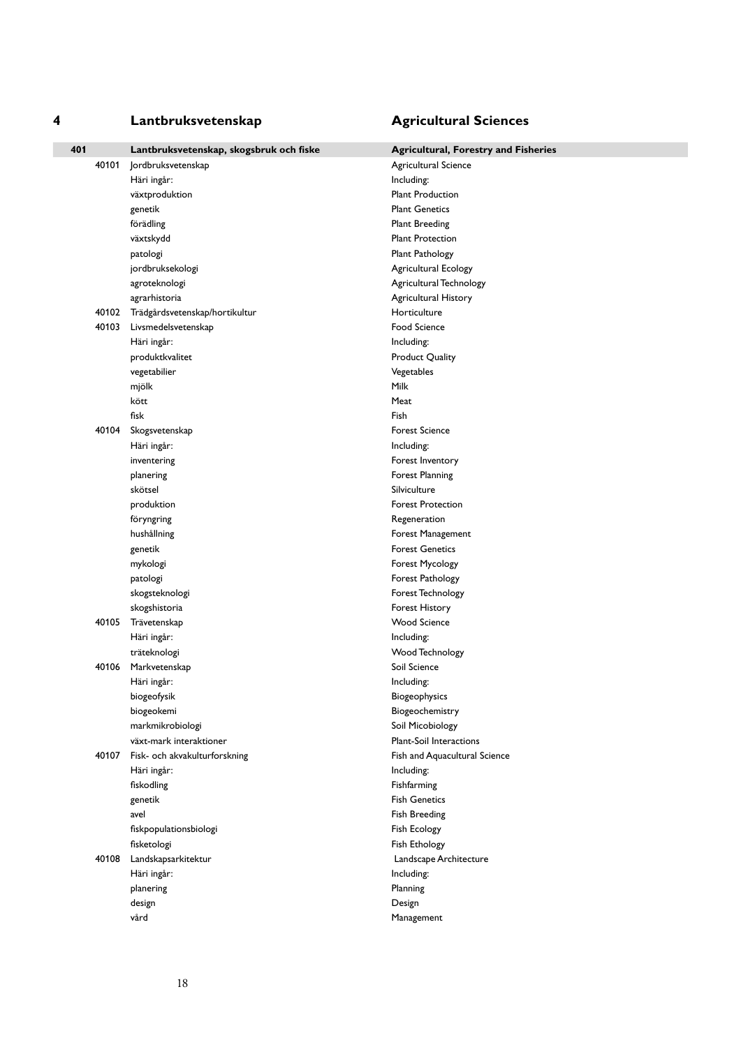## 4 Lantbruksvetenskap — Agricultural Sciences

| Code | Subcode | Svenska | English |
|---|---|---|---|
| **401** | | **Lantbruksvetenskap, skogsbruk och fiske** | **Agricultural, Forestry and Fisheries** |
| | 40101 | Jordbruksvetenskap | Agricultural Science |
| | | Häri ingår: | Including: |
| | | växtproduktion | Plant Production |
| | | genetik | Plant Genetics |
| | | förädling | Plant Breeding |
| | | växtskydd | Plant Protection |
| | | patologi | Plant Pathology |
| | | jordbruksekologi | Agricultural Ecology |
| | | agroteknologi | Agricultural Technology |
| | | agrarhistoria | Agricultural History |
| | 40102 | Trädgårdsvetenskap/hortikultur | Horticulture |
| | 40103 | Livsmedelsvetenskap | Food Science |
| | | Häri ingår: | Including: |
| | | produktkvalitet | Product Quality |
| | | vegetabilier | Vegetables |
| | | mjölk | Milk |
| | | kött | Meat |
| | | fisk | Fish |
| | 40104 | Skogsvetenskap | Forest Science |
| | | Häri ingår: | Including: |
| | | inventering | Forest Inventory |
| | | planering | Forest Planning |
| | | skötsel | Silviculture |
| | | produktion | Forest Protection |
| | | föryngring | Regeneration |
| | | hushållning | Forest Management |
| | | genetik | Forest Genetics |
| | | mykologi | Forest Mycology |
| | | patologi | Forest Pathology |
| | | skogsteknologi | Forest Technology |
| | | skogshistoria | Forest History |
| | 40105 | Trävetenskap | Wood Science |
| | | Häri ingår: | Including: |
| | | träteknologi | Wood Technology |
| | 40106 | Markvetenskap | Soil Science |
| | | Häri ingår: | Including: |
| | | biogeofysik | Biogeophysics |
| | | biogeokemi | Biogeochemistry |
| | | markmikrobiologi | Soil Micobiology |
| | | växt-mark interaktioner | Plant-Soil Interactions |
| | 40107 | Fisk- och akvakulturforskning | Fish and Aquacultural Science |
| | | Häri ingår: | Including: |
| | | fiskodling | Fishfarming |
| | | genetik | Fish Genetics |
| | | avel | Fish Breeding |
| | | fiskpopulationsbiologi | Fish Ecology |
| | | fisketologi | Fish Ethology |
| | 40108 | Landskapsarkitektur | Landscape Architecture |
| | | Häri ingår: | Including: |
| | | planering | Planning |
| | | design | Design |
| | | vård | Management |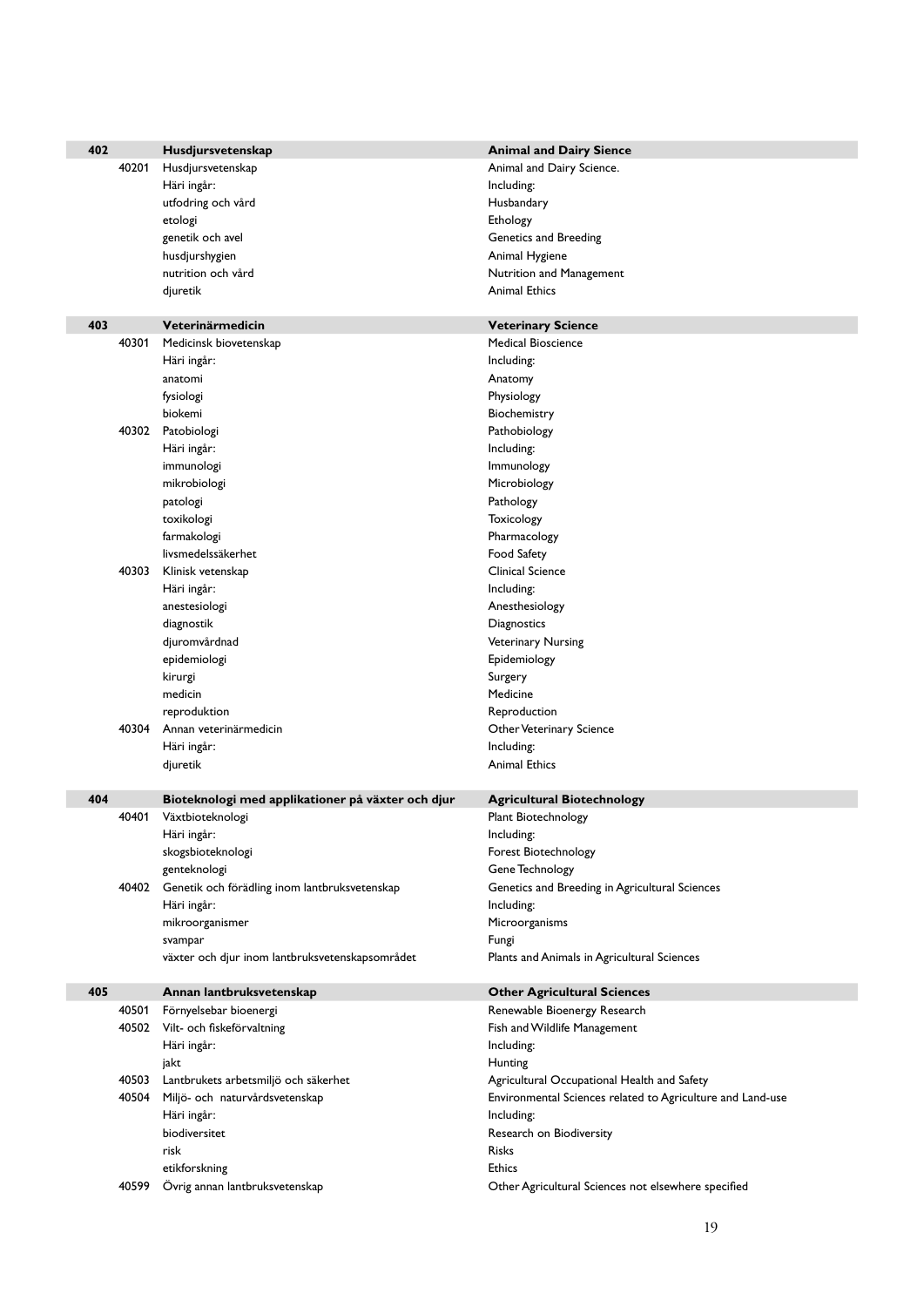| Code | | Svenska | English |
|---|---|---|---|
| **402** | | **Husdjursvetenskap** | **Animal and Dairy Sience** |
| | 40201 | Husdjursvetenskap | Animal and Dairy Science. |
| | | Häri ingår: | Including: |
| | | utfodring och vård | Husbandary |
| | | etologi | Ethology |
| | | genetik och avel | Genetics and Breeding |
| | | husdjurshygien | Animal Hygiene |
| | | nutrition och vård | Nutrition and Management |
| | | djuretik | Animal Ethics |
| **403** | | **Veterinärmedicin** | **Veterinary Science** |
| | 40301 | Medicinsk biovetenskap | Medical Bioscience |
| | | Häri ingår: | Including: |
| | | anatomi | Anatomy |
| | | fysiologi | Physiology |
| | | biokemi | Biochemistry |
| | 40302 | Patobiologi | Pathobiology |
| | | Häri ingår: | Including: |
| | | immunologi | Immunology |
| | | mikrobiologi | Microbiology |
| | | patologi | Pathology |
| | | toxikologi | Toxicology |
| | | farmakologi | Pharmacology |
| | | livsmedelssäkerhet | Food Safety |
| | 40303 | Klinisk vetenskap | Clinical Science |
| | | Häri ingår: | Including: |
| | | anestesiologi | Anesthesiology |
| | | diagnostik | Diagnostics |
| | | djuromvårdnad | Veterinary Nursing |
| | | epidemiologi | Epidemiology |
| | | kirurgi | Surgery |
| | | medicin | Medicine |
| | | reproduktion | Reproduction |
| | 40304 | Annan veterinärmedicin | Other Veterinary Science |
| | | Häri ingår: | Including: |
| | | djuretik | Animal Ethics |
| **404** | | **Bioteknologi med applikationer på växter och djur** | **Agricultural Biotechnology** |
| | 40401 | Växtbioteknologi | Plant Biotechnology |
| | | Häri ingår: | Including: |
| | | skogsbioteknologi | Forest Biotechnology |
| | | genteknologi | Gene Technology |
| | 40402 | Genetik och förädling inom lantbruksvetenskap | Genetics and Breeding in Agricultural Sciences |
| | | Häri ingår: | Including: |
| | | mikroorganismer | Microorganisms |
| | | svampar | Fungi |
| | | växter och djur inom lantbruksvetenskapsområdet | Plants and Animals in Agricultural Sciences |
| **405** | | **Annan lantbruksvetenskap** | **Other Agricultural Sciences** |
| | 40501 | Förnyelsebar bioenergi | Renewable Bioenergy Research |
| | 40502 | Vilt- och fiskeförvaltning | Fish and Wildlife Management |
| | | Häri ingår: | Including: |
| | | jakt | Hunting |
| | 40503 | Lantbrukets arbetsmiljö och säkerhet | Agricultural Occupational Health and Safety |
| | 40504 | Miljö- och naturvårdsvetenskap | Environmental Sciences related to Agriculture and Land-use |
| | | Häri ingår: | Including: |
| | | biodiversitet | Research on Biodiversity |
| | | risk | Risks |
| | | etikforskning | Ethics |
| | 40599 | Övrig annan lantbruksvetenskap | Other Agricultural Sciences not elsewhere specified |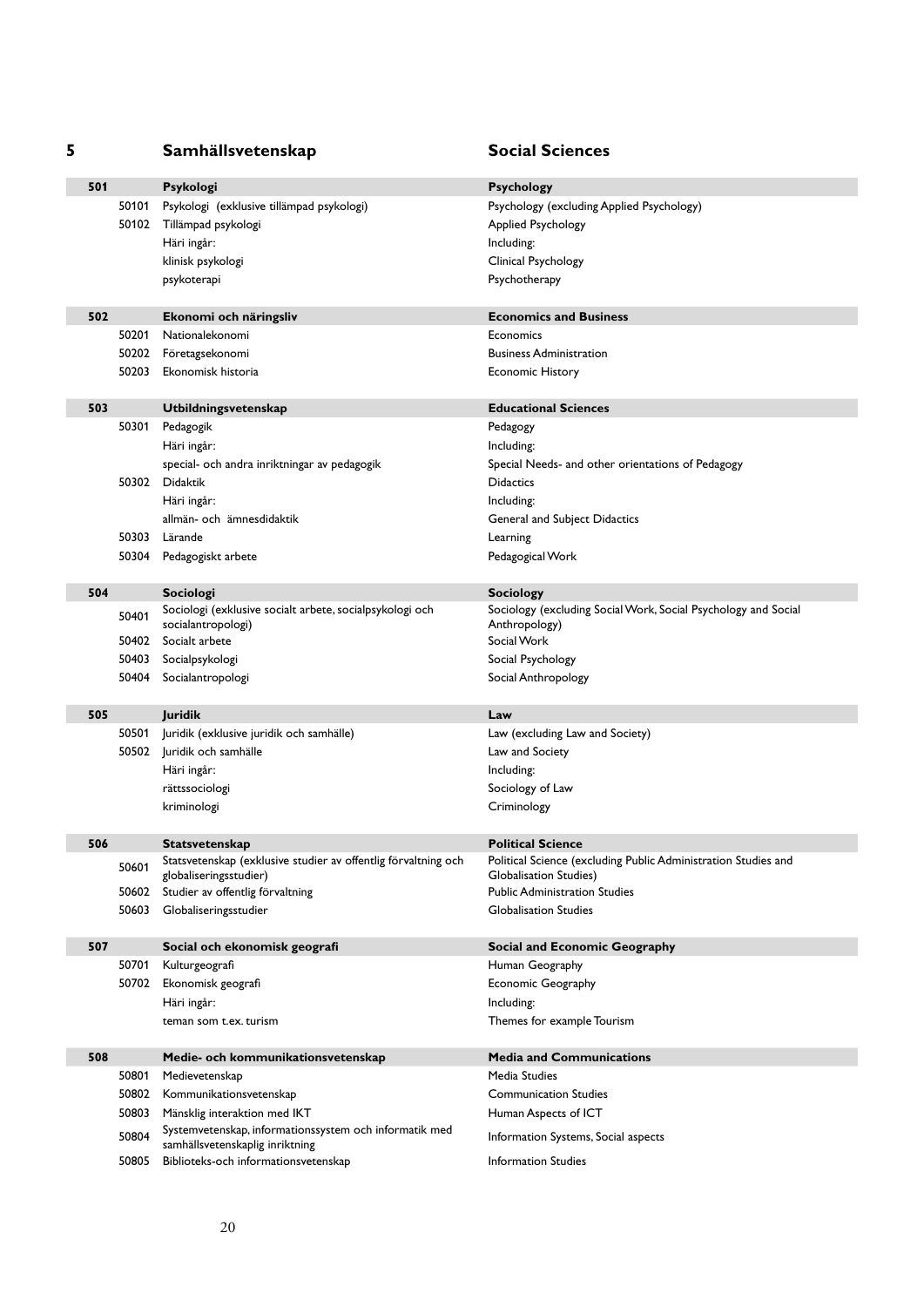## 5 Samhällsvetenskap — Social Sciences

| Code | | Svenska | English |
|---|---|---|---|
| **501** | | **Psykologi** | **Psychology** |
| | 50101 | Psykologi (exklusive tillämpad psykologi) | Psychology (excluding Applied Psychology) |
| | 50102 | Tillämpad psykologi | Applied Psychology |
| | | Häri ingår: | Including: |
| | | klinisk psykologi | Clinical Psychology |
| | | psykoterapi | Psychotherapy |
| **502** | | **Ekonomi och näringsliv** | **Economics and Business** |
| | 50201 | Nationalekonomi | Economics |
| | 50202 | Företagsekonomi | Business Administration |
| | 50203 | Ekonomisk historia | Economic History |
| **503** | | **Utbildningsvetenskap** | **Educational Sciences** |
| | 50301 | Pedagogik | Pedagogy |
| | | Häri ingår: | Including: |
| | | special- och andra inriktningar av pedagogik | Special Needs- and other orientations of Pedagogy |
| | 50302 | Didaktik | Didactics |
| | | Häri ingår: | Including: |
| | | allmän- och ämnesdidaktik | General and Subject Didactics |
| | 50303 | Lärande | Learning |
| | 50304 | Pedagogiskt arbete | Pedagogical Work |
| **504** | | **Sociologi** | **Sociology** |
| | 50401 | Sociologi (exklusive socialt arbete, socialpsykologi och socialantropologi) | Sociology (excluding Social Work, Social Psychology and Social Anthropology) |
| | 50402 | Socialt arbete | Social Work |
| | 50403 | Socialpsykologi | Social Psychology |
| | 50404 | Socialantropologi | Social Anthropology |
| **505** | | **Juridik** | **Law** |
| | 50501 | Juridik (exklusive juridik och samhälle) | Law (excluding Law and Society) |
| | 50502 | Juridik och samhälle | Law and Society |
| | | Häri ingår: | Including: |
| | | rättssociologi | Sociology of Law |
| | | kriminologi | Criminology |
| **506** | | **Statsvetenskap** | **Political Science** |
| | 50601 | Statsvetenskap (exklusive studier av offentlig förvaltning och globaliseringsstudier) | Political Science (excluding Public Administration Studies and Globalisation Studies) |
| | 50602 | Studier av offentlig förvaltning | Public Administration Studies |
| | 50603 | Globaliseringsstudier | Globalisation Studies |
| **507** | | **Social och ekonomisk geografi** | **Social and Economic Geography** |
| | 50701 | Kulturgeografi | Human Geography |
| | 50702 | Ekonomisk geografi | Economic Geography |
| | | Häri ingår: | Including: |
| | | teman som t.ex. turism | Themes for example Tourism |
| **508** | | **Medie- och kommunikationsvetenskap** | **Media and Communications** |
| | 50801 | Medievetenskap | Media Studies |
| | 50802 | Kommunikationsvetenskap | Communication Studies |
| | 50803 | Mänsklig interaktion med IKT | Human Aspects of ICT |
| | 50804 | Systemvetenskap, informationssystem och informatik med samhällsvetenskaplig inriktning | Information Systems, Social aspects |
| | 50805 | Biblioteks-och informationsvetenskap | Information Studies |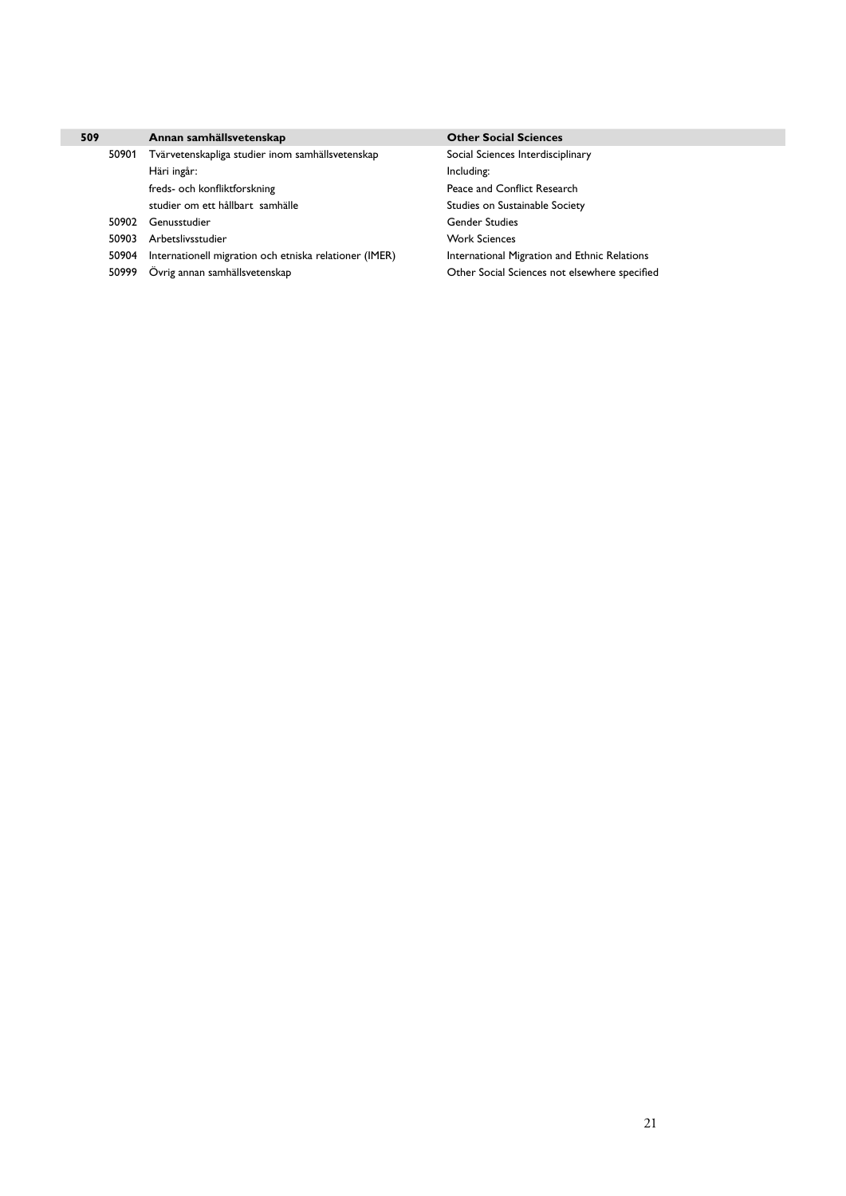| 509 | | Annan samhällsvetenskap | Other Social Sciences |
|---|---|---|---|
| | 50901 | Tvärvetenskapliga studier inom samhällsvetenskap | Social Sciences Interdisciplinary |
| | | Häri ingår: | Including: |
| | | freds- och konfliktforskning | Peace and Conflict Research |
| | | studier om ett hållbart samhälle | Studies on Sustainable Society |
| | 50902 | Genusstudier | Gender Studies |
| | 50903 | Arbetslivsstudier | Work Sciences |
| | 50904 | Internationell migration och etniska relationer (IMER) | International Migration and Ethnic Relations |
| | 50999 | Övrig annan samhällsvetenskap | Other Social Sciences not elsewhere specified |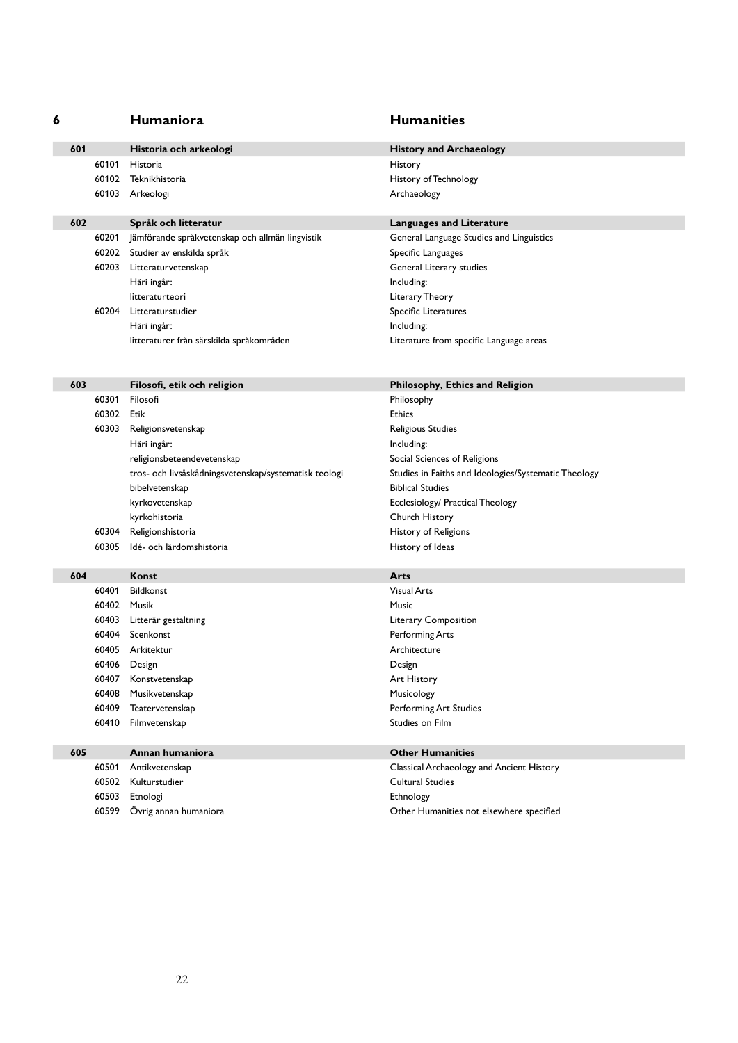## 6 Humaniora — Humanities

| Kod | | Svenska | English |
|---|---|---|---|
| **601** | | **Historia och arkeologi** | **History and Archaeology** |
| | 60101 | Historia | History |
| | 60102 | Teknikhistoria | History of Technology |
| | 60103 | Arkeologi | Archaeology |
| **602** | | **Språk och litteratur** | **Languages and Literature** |
| | 60201 | Jämförande språkvetenskap och allmän lingvistik | General Language Studies and Linguistics |
| | 60202 | Studier av enskilda språk | Specific Languages |
| | 60203 | Litteraturvetenskap | General Literary studies |
| | | Häri ingår: | Including: |
| | | litteraturteori | Literary Theory |
| | 60204 | Litteraturstudier | Specific Literatures |
| | | Häri ingår: | Including: |
| | | litteraturer från särskilda språkområden | Literature from specific Language areas |
| **603** | | **Filosofi, etik och religion** | **Philosophy, Ethics and Religion** |
| | 60301 | Filosofi | Philosophy |
| | 60302 | Etik | Ethics |
| | 60303 | Religionsvetenskap | Religious Studies |
| | | Häri ingår: | Including: |
| | | religionsbeteendevetenskap | Social Sciences of Religions |
| | | tros- och livsåskådningsvetenskap/systematisk teologi | Studies in Faiths and Ideologies/Systematic Theology |
| | | bibelvetenskap | Biblical Studies |
| | | kyrkovetenskap | Ecclesiology/ Practical Theology |
| | | kyrkohistoria | Church History |
| | 60304 | Religionshistoria | History of Religions |
| | 60305 | Idé- och lärdomshistoria | History of Ideas |
| **604** | | **Konst** | **Arts** |
| | 60401 | Bildkonst | Visual Arts |
| | 60402 | Musik | Music |
| | 60403 | Litterär gestaltning | Literary Composition |
| | 60404 | Scenkonst | Performing Arts |
| | 60405 | Arkitektur | Architecture |
| | 60406 | Design | Design |
| | 60407 | Konstvetenskap | Art History |
| | 60408 | Musikvetenskap | Musicology |
| | 60409 | Teatervetenskap | Performing Art Studies |
| | 60410 | Filmvetenskap | Studies on Film |
| **605** | | **Annan humaniora** | **Other Humanities** |
| | 60501 | Antikvetenskap | Classical Archaeology and Ancient History |
| | 60502 | Kulturstudier | Cultural Studies |
| | 60503 | Etnologi | Ethnology |
| | 60599 | Övrig annan humaniora | Other Humanities not elsewhere specified |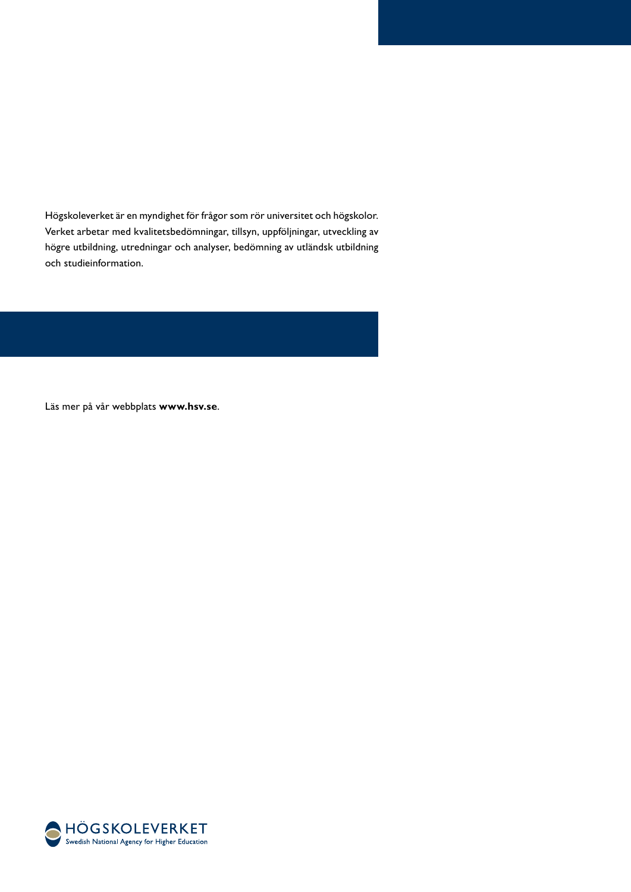Högskoleverket är en myndighet för frågor som rör universitet och högskolor. Verket arbetar med kvalitetsbedömningar, tillsyn, uppföljningar, utveckling av högre utbildning, utredningar och analyser, bedömning av utländsk utbildning och studieinformation.

Läs mer på vår webbplats **www.hsv.se**.

HÖGSKOLEVERKET
Swedish National Agency for Higher Education